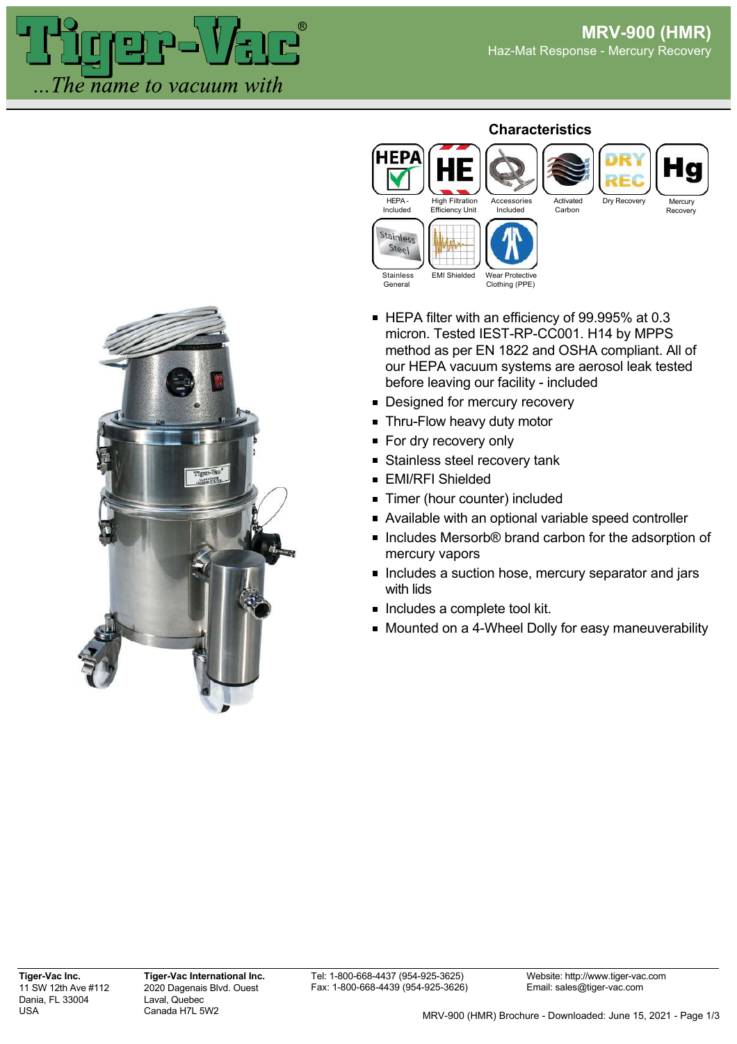# Tiger-Vac®

*...The name to vacuum with*

## MRV-900 (HMR)

Haz-Mat Response - Mercury Recovery

### Characteristics

- HEPA - Included
- High Filtration Efficiency Unit
- Accessories Included
- Activated Carbon
- Dry Recovery
- Mercury Recovery
- Stainless General
- EMI Shielded
- Wear Protective Clothing (PPE)

- HEPA filter with an efficiency of 99.995% at 0.3 micron. Tested IEST-RP-CC001. H14 by MPPS method as per EN 1822 and OSHA compliant. All of our HEPA vacuum systems are aerosol leak tested before leaving our facility - included
- Designed for mercury recovery
- Thru-Flow heavy duty motor
- For dry recovery only
- Stainless steel recovery tank
- EMI/RFI Shielded
- Timer (hour counter) included
- Available with an optional variable speed controller
- Includes Mersorb® brand carbon for the adsorption of mercury vapors
- Includes a suction hose, mercury separator and jars with lids
- Includes a complete tool kit.
- Mounted on a 4-Wheel Dolly for easy maneuverability

**Tiger-Vac Inc.**
11 SW 12th Ave #112
Dania, FL 33004
USA

**Tiger-Vac International Inc.**
2020 Dagenais Blvd. Ouest
Laval, Quebec
Canada H7L 5W2

Tel: 1-800-668-4437 (954-925-3625)
Fax: 1-800-668-4439 (954-925-3626)

Website: http://www.tiger-vac.com
Email: sales@tiger-vac.com

MRV-900 (HMR) Brochure - Downloaded: June 15, 2021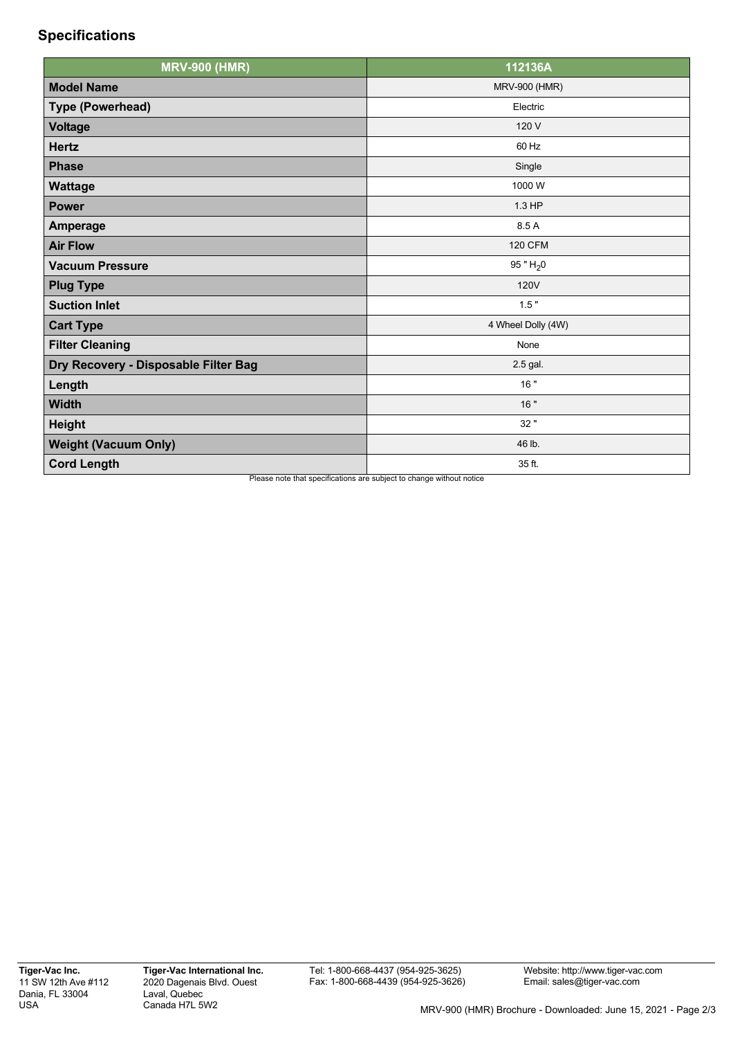## Specifications

| MRV-900 (HMR) | 112136A |
|---|---|
| **Model Name** | MRV-900 (HMR) |
| **Type (Powerhead)** | Electric |
| **Voltage** | 120 V |
| **Hertz** | 60 Hz |
| **Phase** | Single |
| **Wattage** | 1000 W |
| **Power** | 1.3 HP |
| **Amperage** | 8.5 A |
| **Air Flow** | 120 CFM |
| **Vacuum Pressure** | 95 " $H_20$ |
| **Plug Type** | 120V |
| **Suction Inlet** | 1.5 " |
| **Cart Type** | 4 Wheel Dolly (4W) |
| **Filter Cleaning** | None |
| **Dry Recovery - Disposable Filter Bag** | 2.5 gal. |
| **Length** | 16 " |
| **Width** | 16 " |
| **Height** | 32 " |
| **Weight (Vacuum Only)** | 46 lb. |
| **Cord Length** | 35 ft. |

Please note that specifications are subject to change without notice

**Tiger-Vac Inc.**
11 SW 12th Ave #112
Dania, FL 33004
USA

**Tiger-Vac International Inc.**
2020 Dagenais Blvd. Ouest
Laval, Quebec
Canada H7L 5W2

Tel: 1-800-668-4437 (954-925-3625)
Fax: 1-800-668-4439 (954-925-3626)

Website: http://www.tiger-vac.com
Email: sales@tiger-vac.com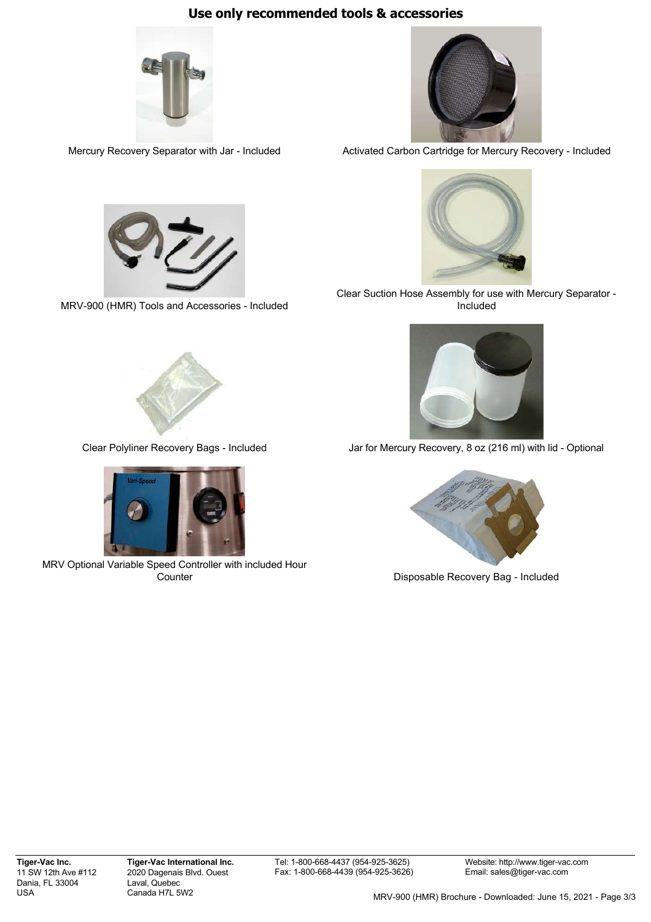## Use only recommended tools & accessories

Mercury Recovery Separator with Jar - Included

Activated Carbon Cartridge for Mercury Recovery - Included

MRV-900 (HMR) Tools and Accessories - Included

Clear Suction Hose Assembly for use with Mercury Separator - Included

Clear Polyliner Recovery Bags - Included

Jar for Mercury Recovery, 8 oz (216 ml) with lid - Optional

MRV Optional Variable Speed Controller with included Hour Counter

Disposable Recovery Bag - Included

**Tiger-Vac Inc.**
11 SW 12th Ave #112
Dania, FL 33004
USA

**Tiger-Vac International Inc.**
2020 Dagenais Blvd. Ouest
Laval, Quebec
Canada H7L 5W2

Tel: 1-800-668-4437 (954-925-3625)
Fax: 1-800-668-4439 (954-925-3626)

Website: http://www.tiger-vac.com
Email: sales@tiger-vac.com